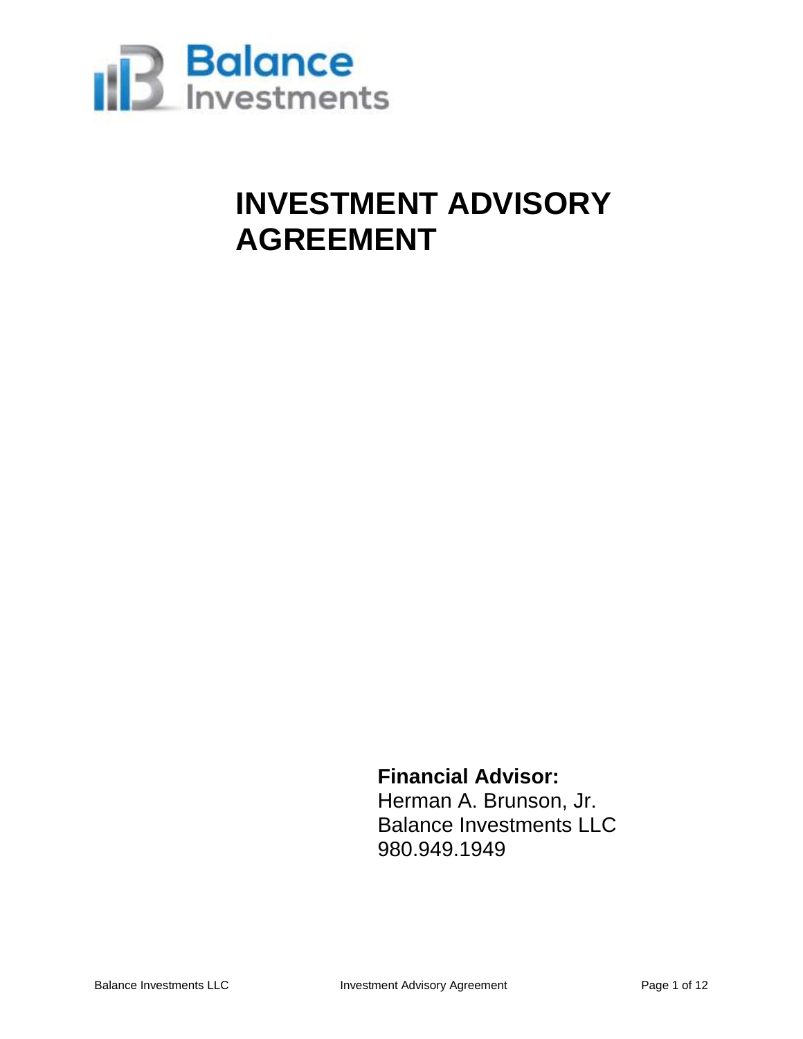Balance Investments

# INVESTMENT ADVISORY AGREEMENT

**Financial Advisor:**
Herman A. Brunson, Jr.
Balance Investments LLC
980.949.1949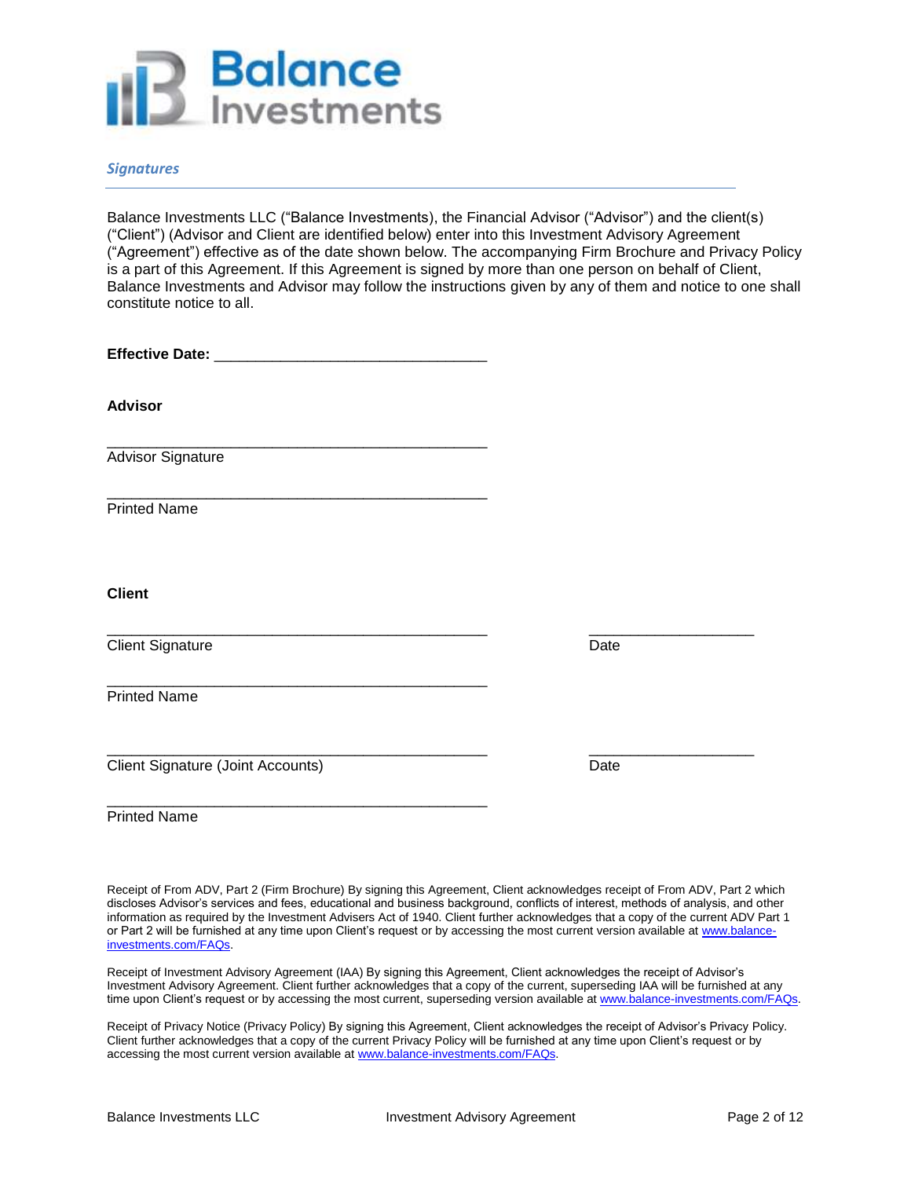Balance Investments

## *Signatures*

Balance Investments LLC ("Balance Investments), the Financial Advisor ("Advisor") and the client(s) ("Client") (Advisor and Client are identified below) enter into this Investment Advisory Agreement ("Agreement") effective as of the date shown below. The accompanying Firm Brochure and Privacy Policy is a part of this Agreement. If this Agreement is signed by more than one person on behalf of Client, Balance Investments and Advisor may follow the instructions given by any of them and notice to one shall constitute notice to all.

**Effective Date:** ________________________________

**Advisor**

_____________________________________________
Advisor Signature

_____________________________________________
Printed Name

**Client**

_____________________________________________ ___________________
Client Signature Date

_____________________________________________
Printed Name

_____________________________________________ ___________________
Client Signature (Joint Accounts) Date

_____________________________________________
Printed Name

Receipt of From ADV, Part 2 (Firm Brochure) By signing this Agreement, Client acknowledges receipt of From ADV, Part 2 which discloses Advisor's services and fees, educational and business background, conflicts of interest, methods of analysis, and other information as required by the Investment Advisers Act of 1940. Client further acknowledges that a copy of the current ADV Part 1 or Part 2 will be furnished at any time upon Client's request or by accessing the most current version available at www.balance-investments.com/FAQs.

Receipt of Investment Advisory Agreement (IAA) By signing this Agreement, Client acknowledges the receipt of Advisor's Investment Advisory Agreement. Client further acknowledges that a copy of the current, superseding IAA will be furnished at any time upon Client's request or by accessing the most current, superseding version available at www.balance-investments.com/FAQs.

Receipt of Privacy Notice (Privacy Policy) By signing this Agreement, Client acknowledges the receipt of Advisor's Privacy Policy. Client further acknowledges that a copy of the current Privacy Policy will be furnished at any time upon Client's request or by accessing the most current version available at www.balance-investments.com/FAQs.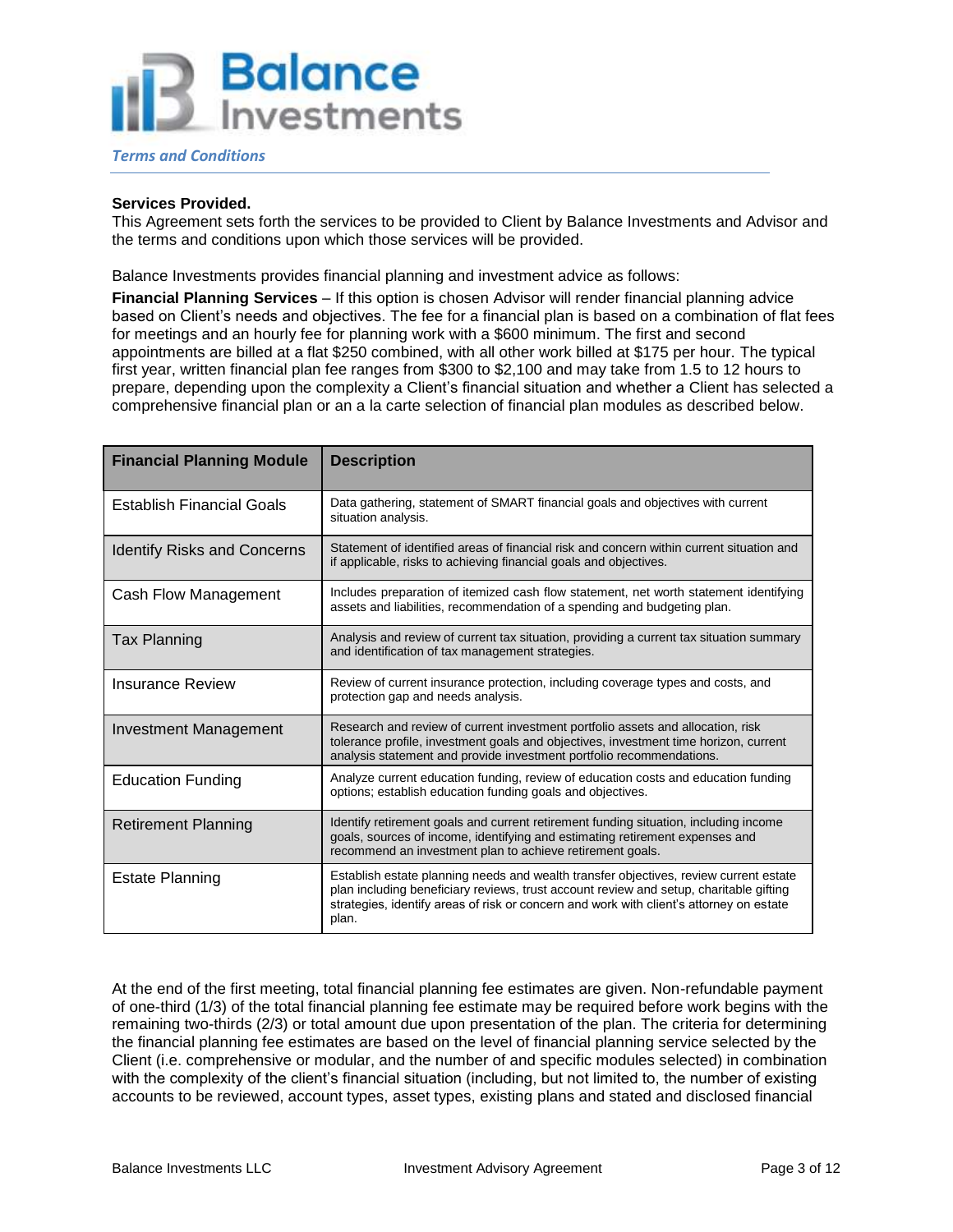*Terms and Conditions*

**Services Provided.**

This Agreement sets forth the services to be provided to Client by Balance Investments and Advisor and the terms and conditions upon which those services will be provided.

Balance Investments provides financial planning and investment advice as follows:

**Financial Planning Services** – If this option is chosen Advisor will render financial planning advice based on Client's needs and objectives. The fee for a financial plan is based on a combination of flat fees for meetings and an hourly fee for planning work with a $600 minimum. The first and second appointments are billed at a flat $250 combined, with all other work billed at $175 per hour. The typical first year, written financial plan fee ranges from $300 to $2,100 and may take from 1.5 to 12 hours to prepare, depending upon the complexity a Client's financial situation and whether a Client has selected a comprehensive financial plan or an a la carte selection of financial plan modules as described below.

| Financial Planning Module | Description |
|---|---|
| Establish Financial Goals | Data gathering, statement of SMART financial goals and objectives with current situation analysis. |
| Identify Risks and Concerns | Statement of identified areas of financial risk and concern within current situation and if applicable, risks to achieving financial goals and objectives. |
| Cash Flow Management | Includes preparation of itemized cash flow statement, net worth statement identifying assets and liabilities, recommendation of a spending and budgeting plan. |
| Tax Planning | Analysis and review of current tax situation, providing a current tax situation summary and identification of tax management strategies. |
| Insurance Review | Review of current insurance protection, including coverage types and costs, and protection gap and needs analysis. |
| Investment Management | Research and review of current investment portfolio assets and allocation, risk tolerance profile, investment goals and objectives, investment time horizon, current analysis statement and provide investment portfolio recommendations. |
| Education Funding | Analyze current education funding, review of education costs and education funding options; establish education funding goals and objectives. |
| Retirement Planning | Identify retirement goals and current retirement funding situation, including income goals, sources of income, identifying and estimating retirement expenses and recommend an investment plan to achieve retirement goals. |
| Estate Planning | Establish estate planning needs and wealth transfer objectives, review current estate plan including beneficiary reviews, trust account review and setup, charitable gifting strategies, identify areas of risk or concern and work with client's attorney on estate plan. |

At the end of the first meeting, total financial planning fee estimates are given. Non-refundable payment of one-third (1/3) of the total financial planning fee estimate may be required before work begins with the remaining two-thirds (2/3) or total amount due upon presentation of the plan. The criteria for determining the financial planning fee estimates are based on the level of financial planning service selected by the Client (i.e. comprehensive or modular, and the number of and specific modules selected) in combination with the complexity of the client's financial situation (including, but not limited to, the number of existing accounts to be reviewed, account types, asset types, existing plans and stated and disclosed financial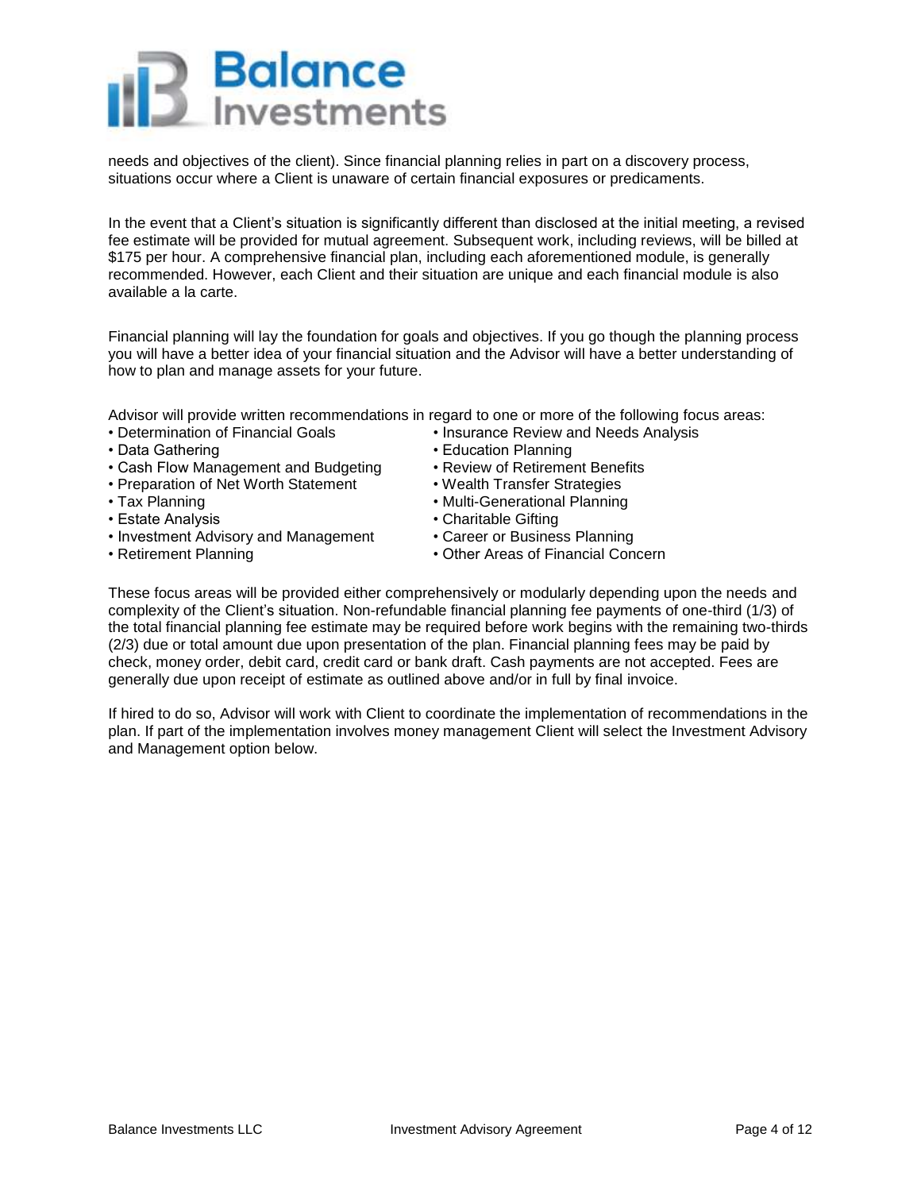needs and objectives of the client). Since financial planning relies in part on a discovery process, situations occur where a Client is unaware of certain financial exposures or predicaments.

In the event that a Client's situation is significantly different than disclosed at the initial meeting, a revised fee estimate will be provided for mutual agreement. Subsequent work, including reviews, will be billed at $175 per hour. A comprehensive financial plan, including each aforementioned module, is generally recommended. However, each Client and their situation are unique and each financial module is also available a la carte.

Financial planning will lay the foundation for goals and objectives. If you go though the planning process you will have a better idea of your financial situation and the Advisor will have a better understanding of how to plan and manage assets for your future.

Advisor will provide written recommendations in regard to one or more of the following focus areas:

- Determination of Financial Goals
- Data Gathering
- Cash Flow Management and Budgeting
- Preparation of Net Worth Statement
- Tax Planning
- Estate Analysis
- Investment Advisory and Management
- Retirement Planning
- Insurance Review and Needs Analysis
- Education Planning
- Review of Retirement Benefits
- Wealth Transfer Strategies
- Multi-Generational Planning
- Charitable Gifting
- Career or Business Planning
- Other Areas of Financial Concern

These focus areas will be provided either comprehensively or modularly depending upon the needs and complexity of the Client's situation. Non-refundable financial planning fee payments of one-third (1/3) of the total financial planning fee estimate may be required before work begins with the remaining two-thirds (2/3) due or total amount due upon presentation of the plan. Financial planning fees may be paid by check, money order, debit card, credit card or bank draft. Cash payments are not accepted. Fees are generally due upon receipt of estimate as outlined above and/or in full by final invoice.

If hired to do so, Advisor will work with Client to coordinate the implementation of recommendations in the plan. If part of the implementation involves money management Client will select the Investment Advisory and Management option below.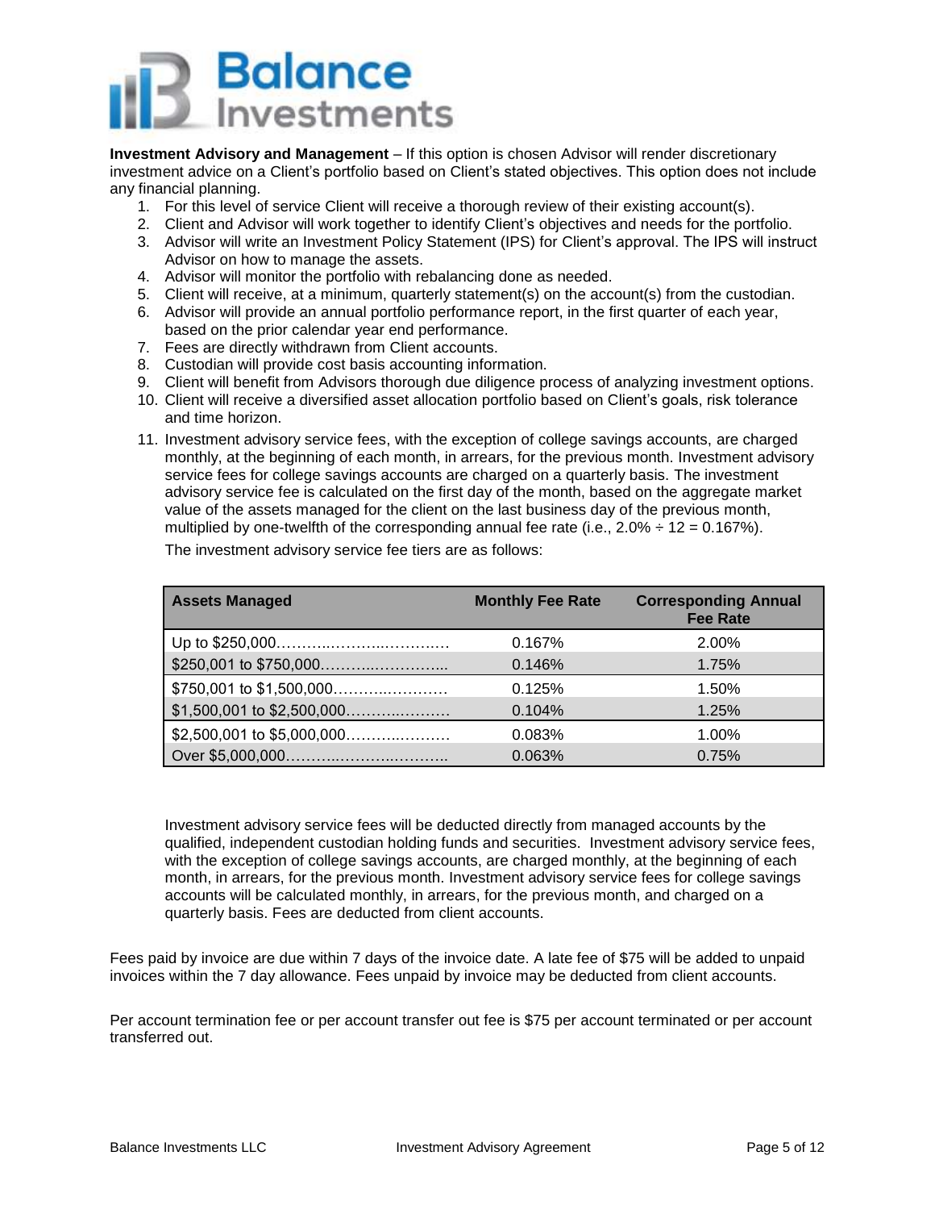**Investment Advisory and Management** – If this option is chosen Advisor will render discretionary investment advice on a Client's portfolio based on Client's stated objectives. This option does not include any financial planning.

1. For this level of service Client will receive a thorough review of their existing account(s).
2. Client and Advisor will work together to identify Client's objectives and needs for the portfolio.
3. Advisor will write an Investment Policy Statement (IPS) for Client's approval. The IPS will instruct Advisor on how to manage the assets.
4. Advisor will monitor the portfolio with rebalancing done as needed.
5. Client will receive, at a minimum, quarterly statement(s) on the account(s) from the custodian.
6. Advisor will provide an annual portfolio performance report, in the first quarter of each year, based on the prior calendar year end performance.
7. Fees are directly withdrawn from Client accounts.
8. Custodian will provide cost basis accounting information.
9. Client will benefit from Advisors thorough due diligence process of analyzing investment options.
10. Client will receive a diversified asset allocation portfolio based on Client's goals, risk tolerance and time horizon.
11. Investment advisory service fees, with the exception of college savings accounts, are charged monthly, at the beginning of each month, in arrears, for the previous month. Investment advisory service fees for college savings accounts are charged on a quarterly basis. The investment advisory service fee is calculated on the first day of the month, based on the aggregate market value of the assets managed for the client on the last business day of the previous month, multiplied by one-twelfth of the corresponding annual fee rate (i.e., 2.0% ÷ 12 = 0.167%).

    The investment advisory service fee tiers are as follows:

| Assets Managed | Monthly Fee Rate | Corresponding Annual Fee Rate |
|---|---|---|
| Up to $250,000…………………………………… | 0.167% | 2.00% |
| $250,001 to $750,000……………………… | 0.146% | 1.75% |
| $750,001 to $1,500,000…………………… | 0.125% | 1.50% |
| $1,500,001 to $2,500,000………………… | 0.104% | 1.25% |
| $2,500,001 to $5,000,000………………… | 0.083% | 1.00% |
| Over $5,000,000……………………………… | 0.063% | 0.75% |

    Investment advisory service fees will be deducted directly from managed accounts by the qualified, independent custodian holding funds and securities. Investment advisory service fees, with the exception of college savings accounts, are charged monthly, at the beginning of each month, in arrears, for the previous month. Investment advisory service fees for college savings accounts will be calculated monthly, in arrears, for the previous month, and charged on a quarterly basis. Fees are deducted from client accounts.

Fees paid by invoice are due within 7 days of the invoice date. A late fee of $75 will be added to unpaid invoices within the 7 day allowance. Fees unpaid by invoice may be deducted from client accounts.

Per account termination fee or per account transfer out fee is $75 per account terminated or per account transferred out.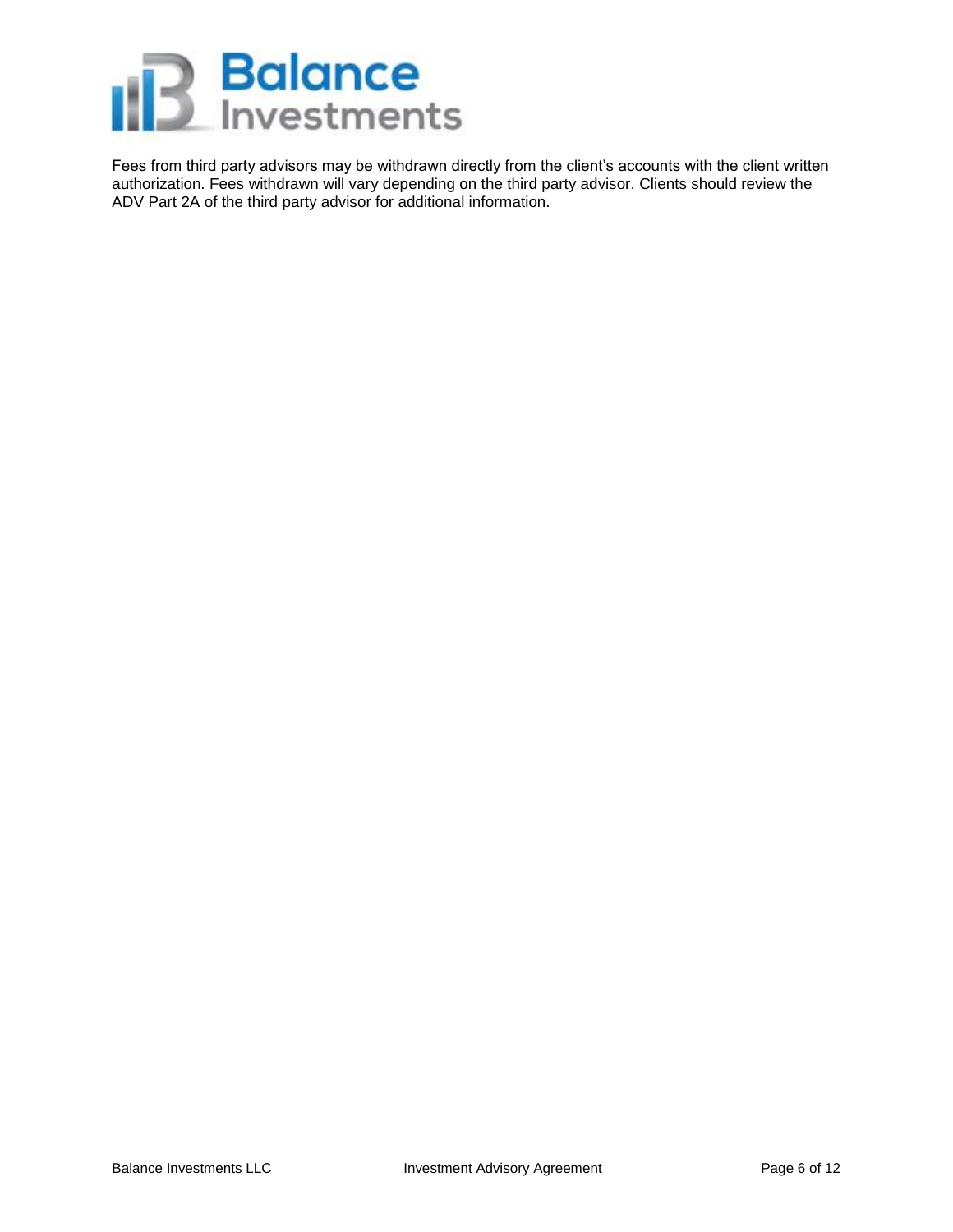Fees from third party advisors may be withdrawn directly from the client's accounts with the client written authorization. Fees withdrawn will vary depending on the third party advisor. Clients should review the ADV Part 2A of the third party advisor for additional information.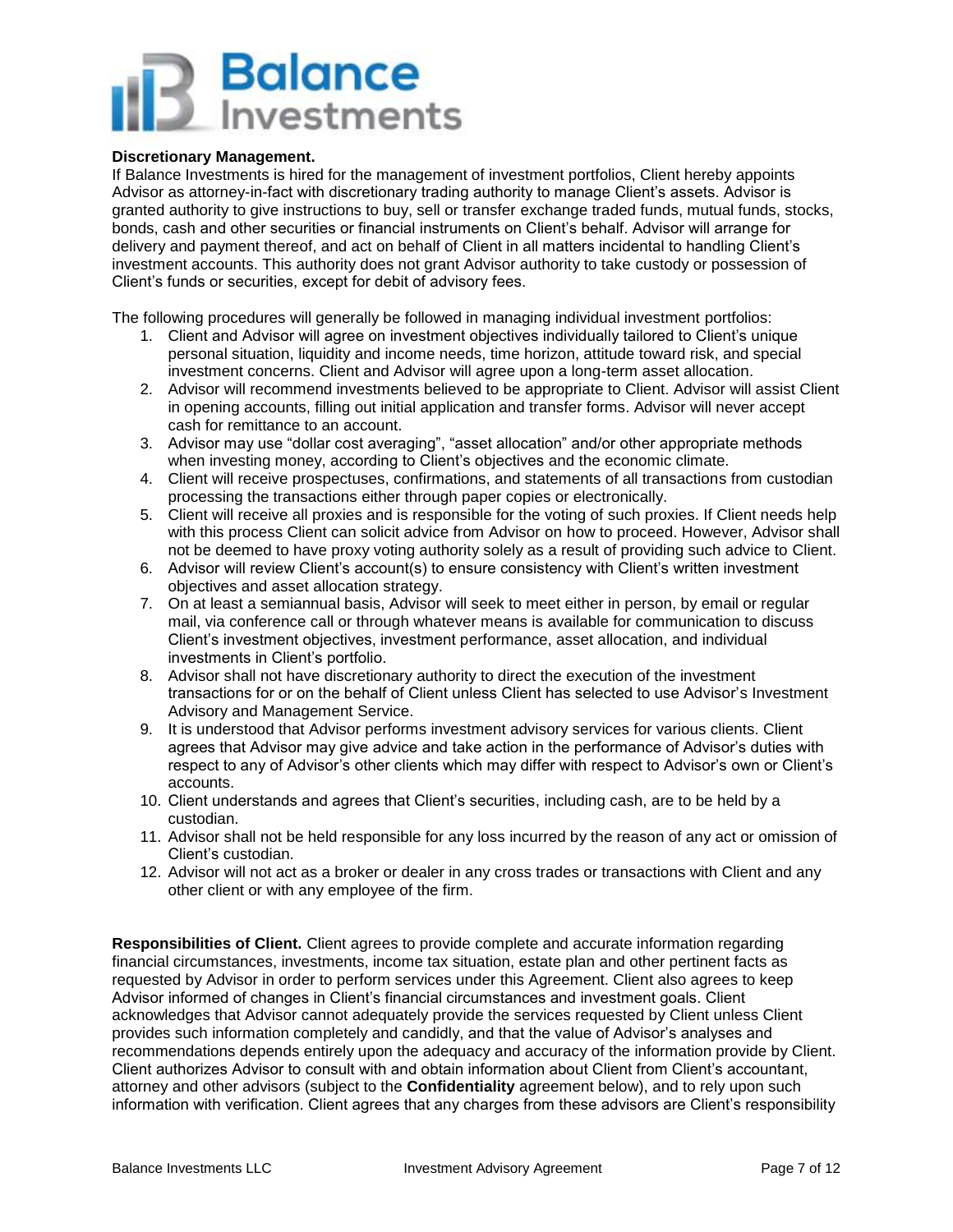**Discretionary Management.**
If Balance Investments is hired for the management of investment portfolios, Client hereby appoints Advisor as attorney-in-fact with discretionary trading authority to manage Client's assets. Advisor is granted authority to give instructions to buy, sell or transfer exchange traded funds, mutual funds, stocks, bonds, cash and other securities or financial instruments on Client's behalf. Advisor will arrange for delivery and payment thereof, and act on behalf of Client in all matters incidental to handling Client's investment accounts. This authority does not grant Advisor authority to take custody or possession of Client's funds or securities, except for debit of advisory fees.

The following procedures will generally be followed in managing individual investment portfolios:

1. Client and Advisor will agree on investment objectives individually tailored to Client's unique personal situation, liquidity and income needs, time horizon, attitude toward risk, and special investment concerns. Client and Advisor will agree upon a long-term asset allocation.
2. Advisor will recommend investments believed to be appropriate to Client. Advisor will assist Client in opening accounts, filling out initial application and transfer forms. Advisor will never accept cash for remittance to an account.
3. Advisor may use "dollar cost averaging", "asset allocation" and/or other appropriate methods when investing money, according to Client's objectives and the economic climate.
4. Client will receive prospectuses, confirmations, and statements of all transactions from custodian processing the transactions either through paper copies or electronically.
5. Client will receive all proxies and is responsible for the voting of such proxies. If Client needs help with this process Client can solicit advice from Advisor on how to proceed. However, Advisor shall not be deemed to have proxy voting authority solely as a result of providing such advice to Client.
6. Advisor will review Client's account(s) to ensure consistency with Client's written investment objectives and asset allocation strategy.
7. On at least a semiannual basis, Advisor will seek to meet either in person, by email or regular mail, via conference call or through whatever means is available for communication to discuss Client's investment objectives, investment performance, asset allocation, and individual investments in Client's portfolio.
8. Advisor shall not have discretionary authority to direct the execution of the investment transactions for or on the behalf of Client unless Client has selected to use Advisor's Investment Advisory and Management Service.
9. It is understood that Advisor performs investment advisory services for various clients. Client agrees that Advisor may give advice and take action in the performance of Advisor's duties with respect to any of Advisor's other clients which may differ with respect to Advisor's own or Client's accounts.
10. Client understands and agrees that Client's securities, including cash, are to be held by a custodian.
11. Advisor shall not be held responsible for any loss incurred by the reason of any act or omission of Client's custodian.
12. Advisor will not act as a broker or dealer in any cross trades or transactions with Client and any other client or with any employee of the firm.

**Responsibilities of Client.** Client agrees to provide complete and accurate information regarding financial circumstances, investments, income tax situation, estate plan and other pertinent facts as requested by Advisor in order to perform services under this Agreement. Client also agrees to keep Advisor informed of changes in Client's financial circumstances and investment goals. Client acknowledges that Advisor cannot adequately provide the services requested by Client unless Client provides such information completely and candidly, and that the value of Advisor's analyses and recommendations depends entirely upon the adequacy and accuracy of the information provide by Client. Client authorizes Advisor to consult with and obtain information about Client from Client's accountant, attorney and other advisors (subject to the **Confidentiality** agreement below), and to rely upon such information with verification. Client agrees that any charges from these advisors are Client's responsibility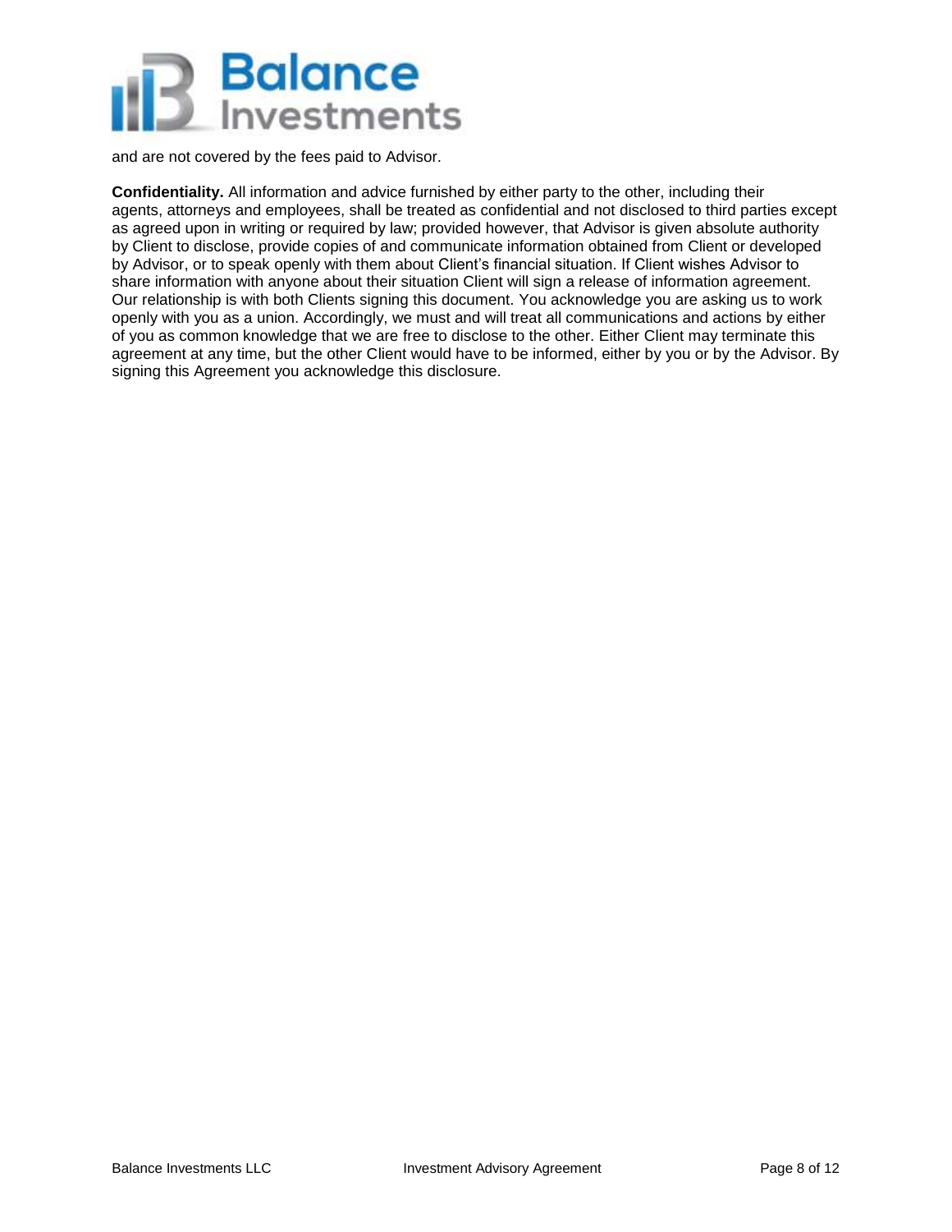and are not covered by the fees paid to Advisor.

**Confidentiality.** All information and advice furnished by either party to the other, including their agents, attorneys and employees, shall be treated as confidential and not disclosed to third parties except as agreed upon in writing or required by law; provided however, that Advisor is given absolute authority by Client to disclose, provide copies of and communicate information obtained from Client or developed by Advisor, or to speak openly with them about Client's financial situation. If Client wishes Advisor to share information with anyone about their situation Client will sign a release of information agreement. Our relationship is with both Clients signing this document. You acknowledge you are asking us to work openly with you as a union. Accordingly, we must and will treat all communications and actions by either of you as common knowledge that we are free to disclose to the other. Either Client may terminate this agreement at any time, but the other Client would have to be informed, either by you or by the Advisor. By signing this Agreement you acknowledge this disclosure.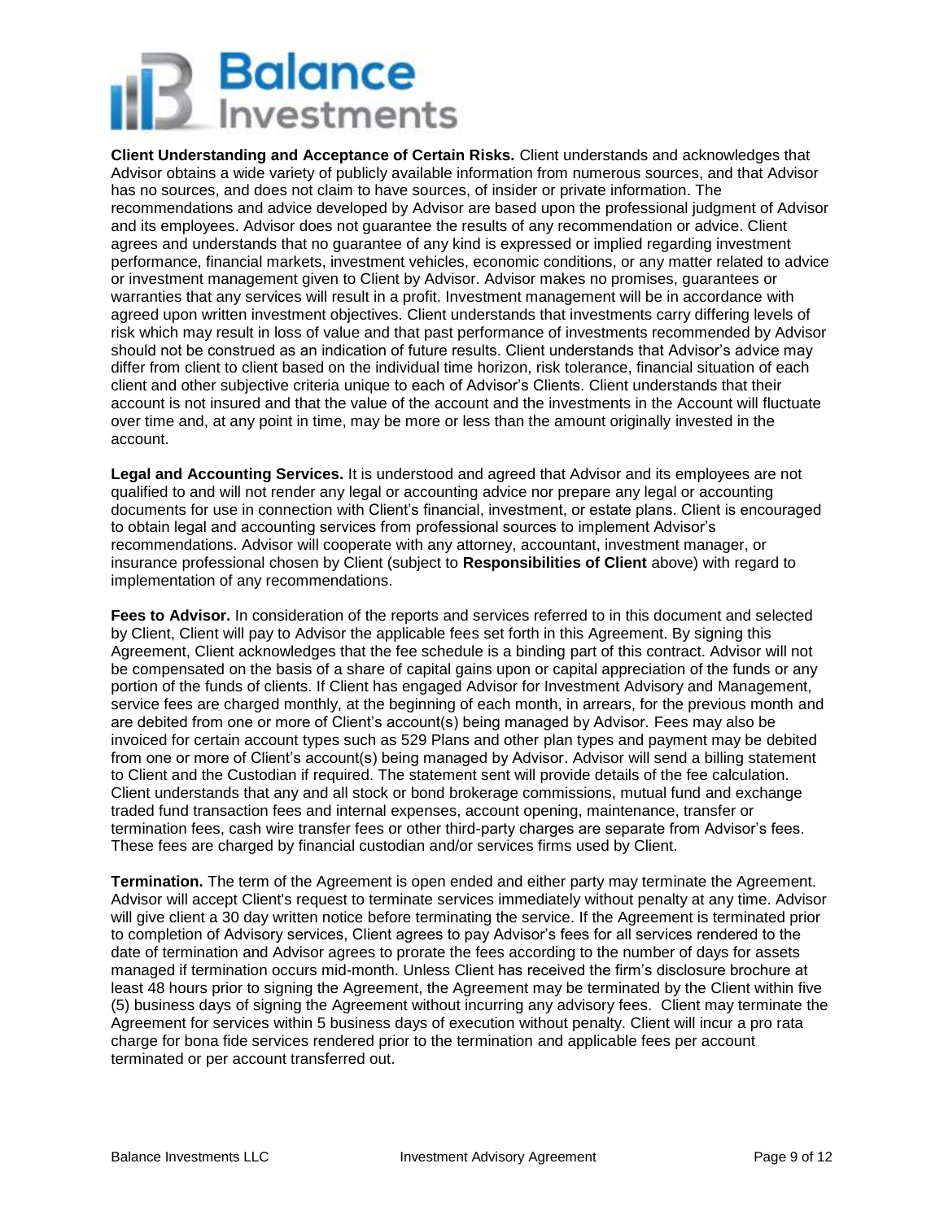**Client Understanding and Acceptance of Certain Risks.** Client understands and acknowledges that Advisor obtains a wide variety of publicly available information from numerous sources, and that Advisor has no sources, and does not claim to have sources, of insider or private information. The recommendations and advice developed by Advisor are based upon the professional judgment of Advisor and its employees. Advisor does not guarantee the results of any recommendation or advice. Client agrees and understands that no guarantee of any kind is expressed or implied regarding investment performance, financial markets, investment vehicles, economic conditions, or any matter related to advice or investment management given to Client by Advisor. Advisor makes no promises, guarantees or warranties that any services will result in a profit. Investment management will be in accordance with agreed upon written investment objectives. Client understands that investments carry differing levels of risk which may result in loss of value and that past performance of investments recommended by Advisor should not be construed as an indication of future results. Client understands that Advisor's advice may differ from client to client based on the individual time horizon, risk tolerance, financial situation of each client and other subjective criteria unique to each of Advisor's Clients. Client understands that their account is not insured and that the value of the account and the investments in the Account will fluctuate over time and, at any point in time, may be more or less than the amount originally invested in the account.

**Legal and Accounting Services.** It is understood and agreed that Advisor and its employees are not qualified to and will not render any legal or accounting advice nor prepare any legal or accounting documents for use in connection with Client's financial, investment, or estate plans. Client is encouraged to obtain legal and accounting services from professional sources to implement Advisor's recommendations. Advisor will cooperate with any attorney, accountant, investment manager, or insurance professional chosen by Client (subject to **Responsibilities of Client** above) with regard to implementation of any recommendations.

**Fees to Advisor.** In consideration of the reports and services referred to in this document and selected by Client, Client will pay to Advisor the applicable fees set forth in this Agreement. By signing this Agreement, Client acknowledges that the fee schedule is a binding part of this contract. Advisor will not be compensated on the basis of a share of capital gains upon or capital appreciation of the funds or any portion of the funds of clients. If Client has engaged Advisor for Investment Advisory and Management, service fees are charged monthly, at the beginning of each month, in arrears, for the previous month and are debited from one or more of Client's account(s) being managed by Advisor. Fees may also be invoiced for certain account types such as 529 Plans and other plan types and payment may be debited from one or more of Client's account(s) being managed by Advisor. Advisor will send a billing statement to Client and the Custodian if required. The statement sent will provide details of the fee calculation. Client understands that any and all stock or bond brokerage commissions, mutual fund and exchange traded fund transaction fees and internal expenses, account opening, maintenance, transfer or termination fees, cash wire transfer fees or other third-party charges are separate from Advisor's fees. These fees are charged by financial custodian and/or services firms used by Client.

**Termination.** The term of the Agreement is open ended and either party may terminate the Agreement. Advisor will accept Client's request to terminate services immediately without penalty at any time. Advisor will give client a 30 day written notice before terminating the service. If the Agreement is terminated prior to completion of Advisory services, Client agrees to pay Advisor's fees for all services rendered to the date of termination and Advisor agrees to prorate the fees according to the number of days for assets managed if termination occurs mid-month. Unless Client has received the firm's disclosure brochure at least 48 hours prior to signing the Agreement, the Agreement may be terminated by the Client within five (5) business days of signing the Agreement without incurring any advisory fees. Client may terminate the Agreement for services within 5 business days of execution without penalty. Client will incur a pro rata charge for bona fide services rendered prior to the termination and applicable fees per account terminated or per account transferred out.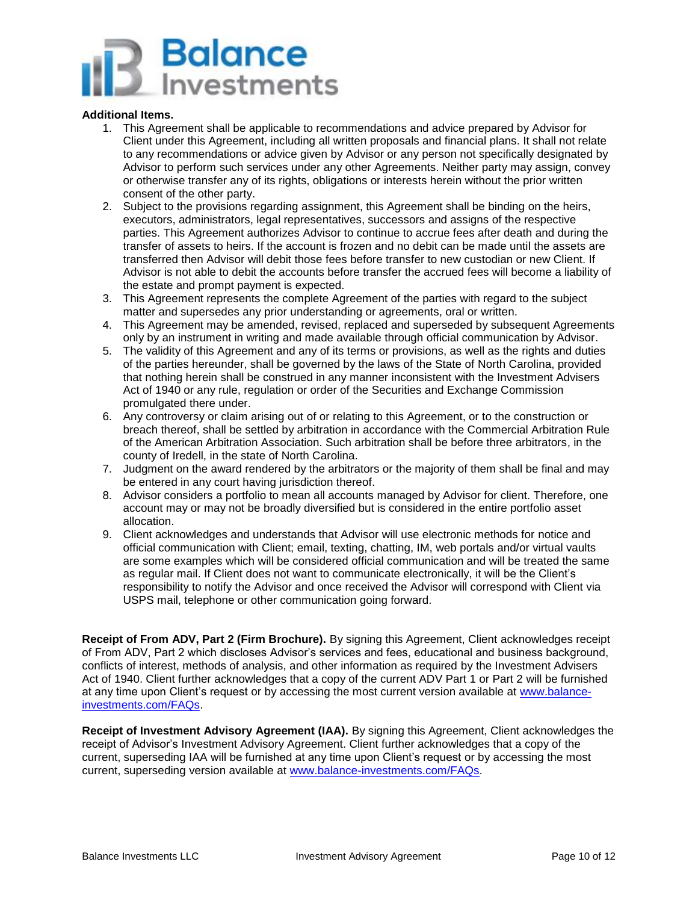**Additional Items.**

1. This Agreement shall be applicable to recommendations and advice prepared by Advisor for Client under this Agreement, including all written proposals and financial plans. It shall not relate to any recommendations or advice given by Advisor or any person not specifically designated by Advisor to perform such services under any other Agreements. Neither party may assign, convey or otherwise transfer any of its rights, obligations or interests herein without the prior written consent of the other party.
2. Subject to the provisions regarding assignment, this Agreement shall be binding on the heirs, executors, administrators, legal representatives, successors and assigns of the respective parties. This Agreement authorizes Advisor to continue to accrue fees after death and during the transfer of assets to heirs. If the account is frozen and no debit can be made until the assets are transferred then Advisor will debit those fees before transfer to new custodian or new Client. If Advisor is not able to debit the accounts before transfer the accrued fees will become a liability of the estate and prompt payment is expected.
3. This Agreement represents the complete Agreement of the parties with regard to the subject matter and supersedes any prior understanding or agreements, oral or written.
4. This Agreement may be amended, revised, replaced and superseded by subsequent Agreements only by an instrument in writing and made available through official communication by Advisor.
5. The validity of this Agreement and any of its terms or provisions, as well as the rights and duties of the parties hereunder, shall be governed by the laws of the State of North Carolina, provided that nothing herein shall be construed in any manner inconsistent with the Investment Advisers Act of 1940 or any rule, regulation or order of the Securities and Exchange Commission promulgated there under.
6. Any controversy or claim arising out of or relating to this Agreement, or to the construction or breach thereof, shall be settled by arbitration in accordance with the Commercial Arbitration Rule of the American Arbitration Association. Such arbitration shall be before three arbitrators, in the county of Iredell, in the state of North Carolina.
7. Judgment on the award rendered by the arbitrators or the majority of them shall be final and may be entered in any court having jurisdiction thereof.
8. Advisor considers a portfolio to mean all accounts managed by Advisor for client. Therefore, one account may or may not be broadly diversified but is considered in the entire portfolio asset allocation.
9. Client acknowledges and understands that Advisor will use electronic methods for notice and official communication with Client; email, texting, chatting, IM, web portals and/or virtual vaults are some examples which will be considered official communication and will be treated the same as regular mail. If Client does not want to communicate electronically, it will be the Client's responsibility to notify the Advisor and once received the Advisor will correspond with Client via USPS mail, telephone or other communication going forward.

**Receipt of From ADV, Part 2 (Firm Brochure).** By signing this Agreement, Client acknowledges receipt of From ADV, Part 2 which discloses Advisor's services and fees, educational and business background, conflicts of interest, methods of analysis, and other information as required by the Investment Advisers Act of 1940. Client further acknowledges that a copy of the current ADV Part 1 or Part 2 will be furnished at any time upon Client's request or by accessing the most current version available at www.balance-investments.com/FAQs.

**Receipt of Investment Advisory Agreement (IAA).** By signing this Agreement, Client acknowledges the receipt of Advisor's Investment Advisory Agreement. Client further acknowledges that a copy of the current, superseding IAA will be furnished at any time upon Client's request or by accessing the most current, superseding version available at www.balance-investments.com/FAQs.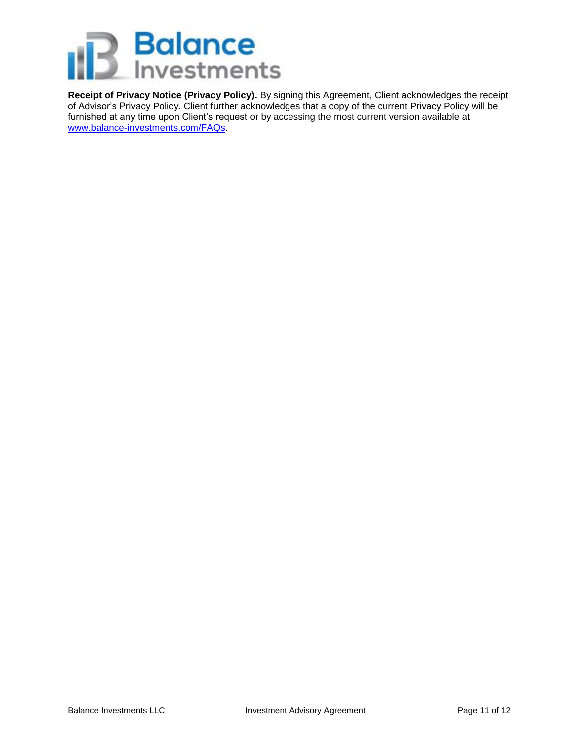**Receipt of Privacy Notice (Privacy Policy).** By signing this Agreement, Client acknowledges the receipt of Advisor's Privacy Policy. Client further acknowledges that a copy of the current Privacy Policy will be furnished at any time upon Client's request or by accessing the most current version available at [www.balance-investments.com/FAQs](http://www.balance-investments.com/FAQs).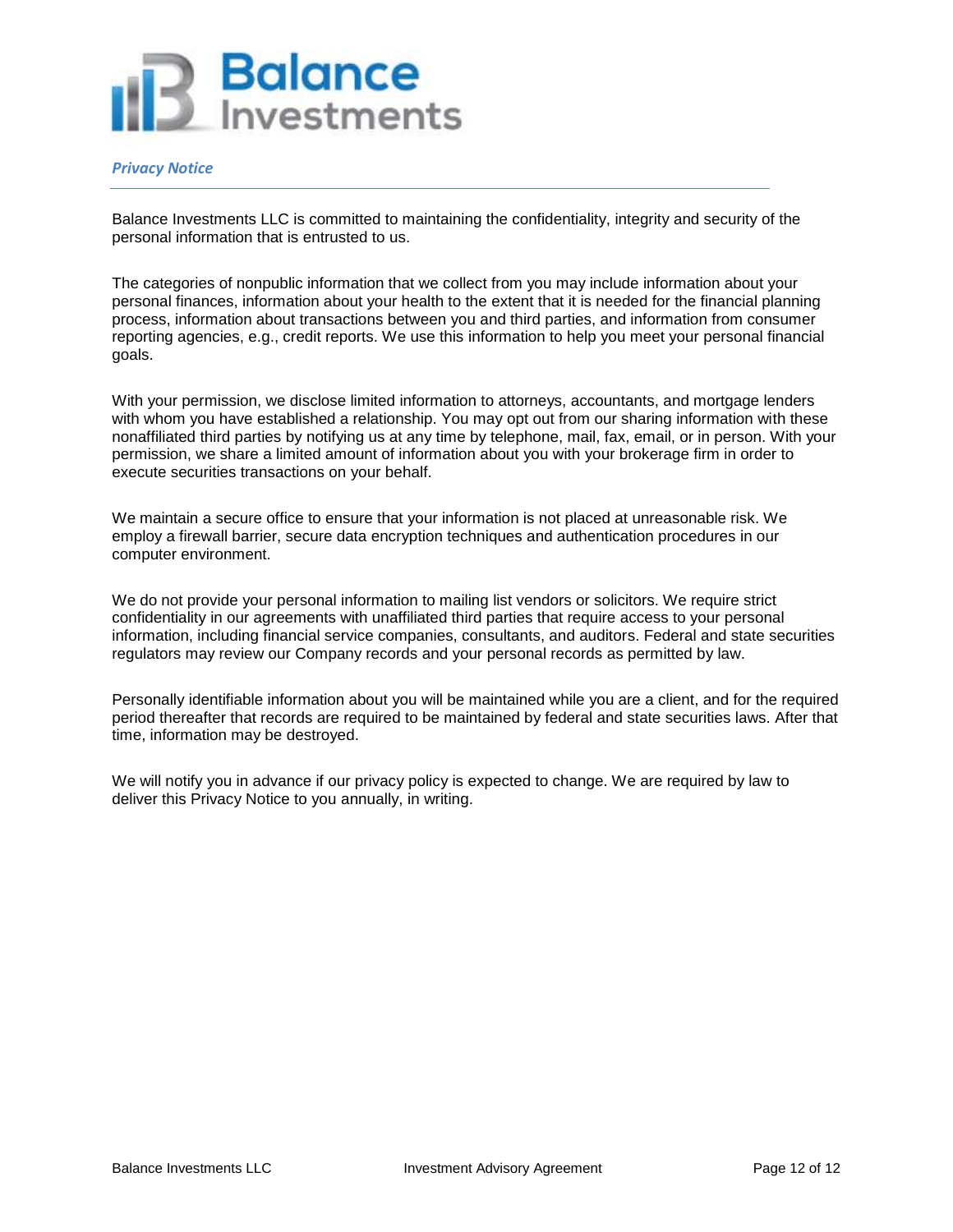# Balance Investments

## *Privacy Notice*

Balance Investments LLC is committed to maintaining the confidentiality, integrity and security of the personal information that is entrusted to us.

The categories of nonpublic information that we collect from you may include information about your personal finances, information about your health to the extent that it is needed for the financial planning process, information about transactions between you and third parties, and information from consumer reporting agencies, e.g., credit reports. We use this information to help you meet your personal financial goals.

With your permission, we disclose limited information to attorneys, accountants, and mortgage lenders with whom you have established a relationship. You may opt out from our sharing information with these nonaffiliated third parties by notifying us at any time by telephone, mail, fax, email, or in person. With your permission, we share a limited amount of information about you with your brokerage firm in order to execute securities transactions on your behalf.

We maintain a secure office to ensure that your information is not placed at unreasonable risk. We employ a firewall barrier, secure data encryption techniques and authentication procedures in our computer environment.

We do not provide your personal information to mailing list vendors or solicitors. We require strict confidentiality in our agreements with unaffiliated third parties that require access to your personal information, including financial service companies, consultants, and auditors. Federal and state securities regulators may review our Company records and your personal records as permitted by law.

Personally identifiable information about you will be maintained while you are a client, and for the required period thereafter that records are required to be maintained by federal and state securities laws. After that time, information may be destroyed.

We will notify you in advance if our privacy policy is expected to change. We are required by law to deliver this Privacy Notice to you annually, in writing.